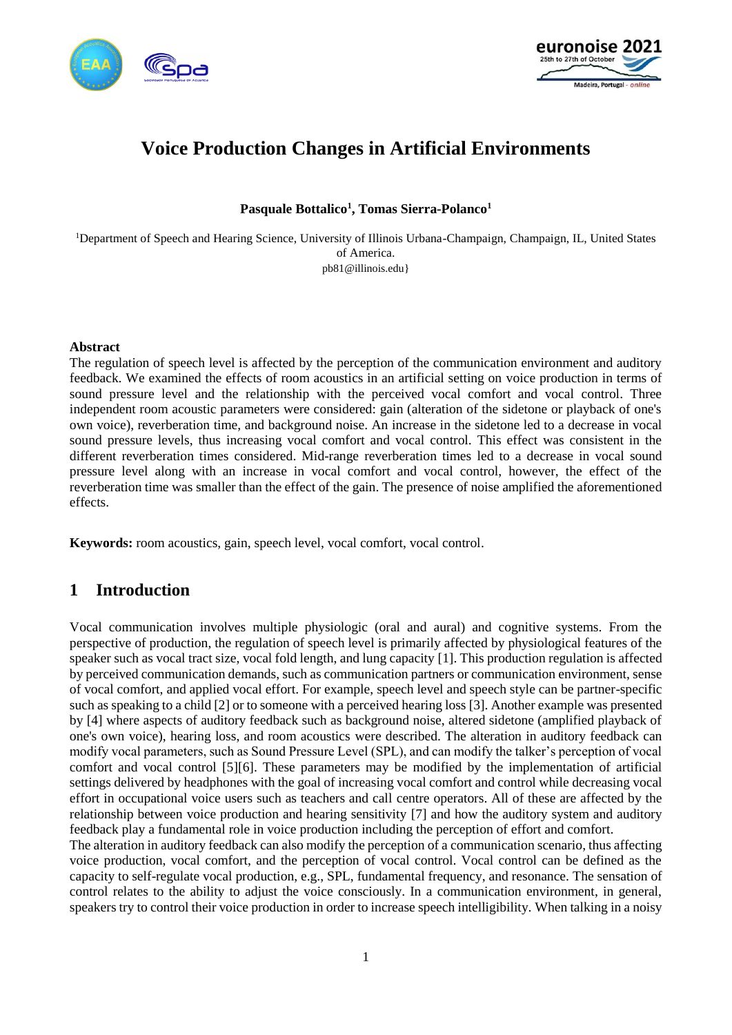# Voice Production Changes in Artificial Environments

**Pasquale Bottalico[1], Tomas Sierra-Polanco[1]**

[1]Department of Speech and Hearing Science, University of Illinois Urbana-Champaign, Champaign, IL, United States of America.
pb81@illinois.edu}

**Abstract**

The regulation of speech level is affected by the perception of the communication environment and auditory feedback. We examined the effects of room acoustics in an artificial setting on voice production in terms of sound pressure level and the relationship with the perceived vocal comfort and vocal control. Three independent room acoustic parameters were considered: gain (alteration of the sidetone or playback of one's own voice), reverberation time, and background noise. An increase in the sidetone led to a decrease in vocal sound pressure levels, thus increasing vocal comfort and vocal control. This effect was consistent in the different reverberation times considered. Mid-range reverberation times led to a decrease in vocal sound pressure level along with an increase in vocal comfort and vocal control, however, the effect of the reverberation time was smaller than the effect of the gain. The presence of noise amplified the aforementioned effects.

**Keywords:** room acoustics, gain, speech level, vocal comfort, vocal control.

## 1 Introduction

Vocal communication involves multiple physiologic (oral and aural) and cognitive systems. From the perspective of production, the regulation of speech level is primarily affected by physiological features of the speaker such as vocal tract size, vocal fold length, and lung capacity [1]. This production regulation is affected by perceived communication demands, such as communication partners or communication environment, sense of vocal comfort, and applied vocal effort. For example, speech level and speech style can be partner-specific such as speaking to a child [2] or to someone with a perceived hearing loss [3]. Another example was presented by [4] where aspects of auditory feedback such as background noise, altered sidetone (amplified playback of one's own voice), hearing loss, and room acoustics were described. The alteration in auditory feedback can modify vocal parameters, such as Sound Pressure Level (SPL), and can modify the talker's perception of vocal comfort and vocal control [5][6]. These parameters may be modified by the implementation of artificial settings delivered by headphones with the goal of increasing vocal comfort and control while decreasing vocal effort in occupational voice users such as teachers and call centre operators. All of these are affected by the relationship between voice production and hearing sensitivity [7] and how the auditory system and auditory feedback play a fundamental role in voice production including the perception of effort and comfort.

The alteration in auditory feedback can also modify the perception of a communication scenario, thus affecting voice production, vocal comfort, and the perception of vocal control. Vocal control can be defined as the capacity to self-regulate vocal production, e.g., SPL, fundamental frequency, and resonance. The sensation of control relates to the ability to adjust the voice consciously. In a communication environment, in general, speakers try to control their voice production in order to increase speech intelligibility. When talking in a noisy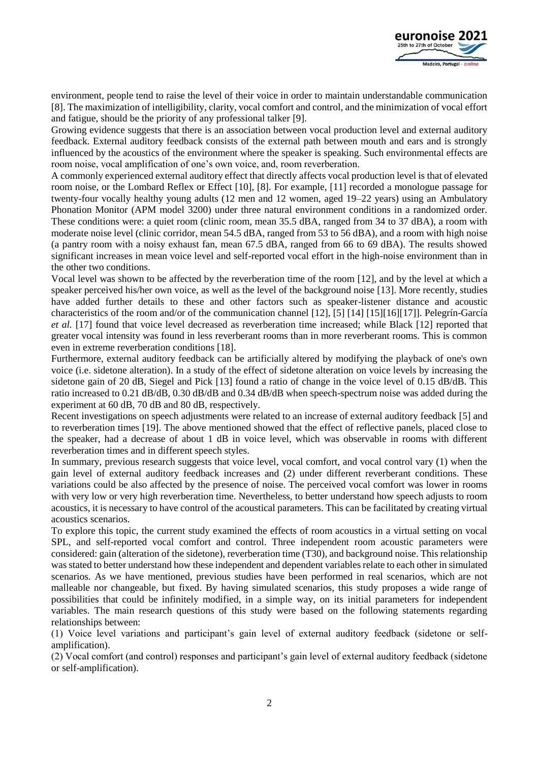environment, people tend to raise the level of their voice in order to maintain understandable communication [8]. The maximization of intelligibility, clarity, vocal comfort and control, and the minimization of vocal effort and fatigue, should be the priority of any professional talker [9].

Growing evidence suggests that there is an association between vocal production level and external auditory feedback. External auditory feedback consists of the external path between mouth and ears and is strongly influenced by the acoustics of the environment where the speaker is speaking. Such environmental effects are room noise, vocal amplification of one's own voice, and, room reverberation.

A commonly experienced external auditory effect that directly affects vocal production level is that of elevated room noise, or the Lombard Reflex or Effect [10], [8]. For example, [11] recorded a monologue passage for twenty-four vocally healthy young adults (12 men and 12 women, aged 19–22 years) using an Ambulatory Phonation Monitor (APM model 3200) under three natural environment conditions in a randomized order. These conditions were: a quiet room (clinic room, mean 35.5 dBA, ranged from 34 to 37 dBA), a room with moderate noise level (clinic corridor, mean 54.5 dBA, ranged from 53 to 56 dBA), and a room with high noise (a pantry room with a noisy exhaust fan, mean 67.5 dBA, ranged from 66 to 69 dBA). The results showed significant increases in mean voice level and self-reported vocal effort in the high-noise environment than in the other two conditions.

Vocal level was shown to be affected by the reverberation time of the room [12], and by the level at which a speaker perceived his/her own voice, as well as the level of the background noise [13]. More recently, studies have added further details to these and other factors such as speaker-listener distance and acoustic characteristics of the room and/or of the communication channel [12], [5] [14] [15][16][17]]. Pelegrín-García *et al.* [17] found that voice level decreased as reverberation time increased; while Black [12] reported that greater vocal intensity was found in less reverberant rooms than in more reverberant rooms. This is common even in extreme reverberation conditions [18].

Furthermore, external auditory feedback can be artificially altered by modifying the playback of one's own voice (i.e. sidetone alteration). In a study of the effect of sidetone alteration on voice levels by increasing the sidetone gain of 20 dB, Siegel and Pick [13] found a ratio of change in the voice level of 0.15 dB/dB. This ratio increased to 0.21 dB/dB, 0.30 dB/dB and 0.34 dB/dB when speech-spectrum noise was added during the experiment at 60 dB, 70 dB and 80 dB, respectively.

Recent investigations on speech adjustments were related to an increase of external auditory feedback [5] and to reverberation times [19]. The above mentioned showed that the effect of reflective panels, placed close to the speaker, had a decrease of about 1 dB in voice level, which was observable in rooms with different reverberation times and in different speech styles.

In summary, previous research suggests that voice level, vocal comfort, and vocal control vary (1) when the gain level of external auditory feedback increases and (2) under different reverberant conditions. These variations could be also affected by the presence of noise. The perceived vocal comfort was lower in rooms with very low or very high reverberation time. Nevertheless, to better understand how speech adjusts to room acoustics, it is necessary to have control of the acoustical parameters. This can be facilitated by creating virtual acoustics scenarios.

To explore this topic, the current study examined the effects of room acoustics in a virtual setting on vocal SPL, and self-reported vocal comfort and control. Three independent room acoustic parameters were considered: gain (alteration of the sidetone), reverberation time (T30), and background noise. This relationship was stated to better understand how these independent and dependent variables relate to each other in simulated scenarios. As we have mentioned, previous studies have been performed in real scenarios, which are not malleable nor changeable, but fixed. By having simulated scenarios, this study proposes a wide range of possibilities that could be infinitely modified, in a simple way, on its initial parameters for independent variables. The main research questions of this study were based on the following statements regarding relationships between:

(1) Voice level variations and participant's gain level of external auditory feedback (sidetone or self-amplification).

(2) Vocal comfort (and control) responses and participant's gain level of external auditory feedback (sidetone or self-amplification).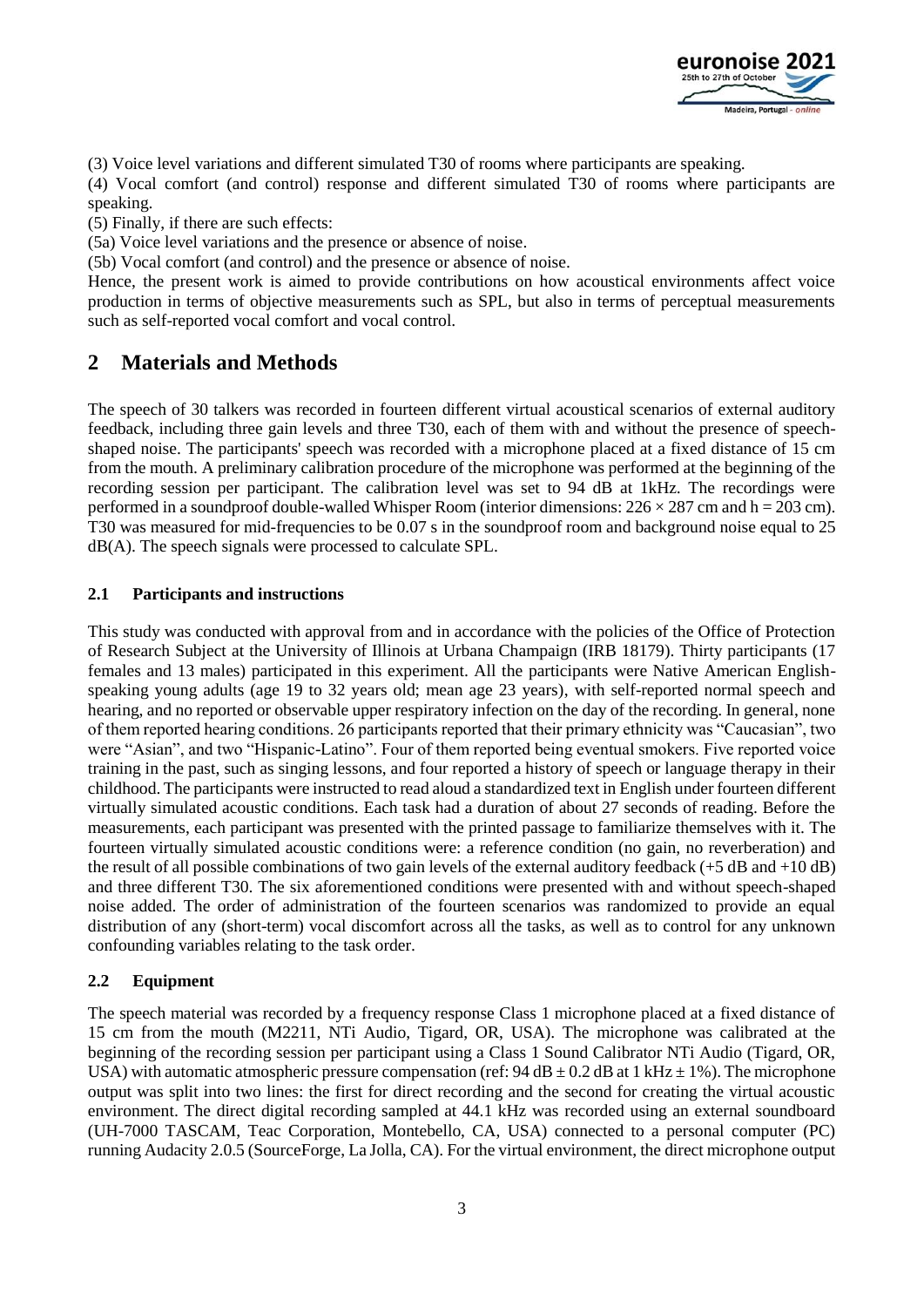(3) Voice level variations and different simulated T30 of rooms where participants are speaking.

(4) Vocal comfort (and control) response and different simulated T30 of rooms where participants are speaking.

(5) Finally, if there are such effects:

(5a) Voice level variations and the presence or absence of noise.

(5b) Vocal comfort (and control) and the presence or absence of noise.

Hence, the present work is aimed to provide contributions on how acoustical environments affect voice production in terms of objective measurements such as SPL, but also in terms of perceptual measurements such as self-reported vocal comfort and vocal control.

## 2 Materials and Methods

The speech of 30 talkers was recorded in fourteen different virtual acoustical scenarios of external auditory feedback, including three gain levels and three T30, each of them with and without the presence of speech-shaped noise. The participants' speech was recorded with a microphone placed at a fixed distance of 15 cm from the mouth. A preliminary calibration procedure of the microphone was performed at the beginning of the recording session per participant. The calibration level was set to 94 dB at 1kHz. The recordings were performed in a soundproof double-walled Whisper Room (interior dimensions: $226 \times 287$ cm and h = 203 cm). T30 was measured for mid-frequencies to be 0.07 s in the soundproof room and background noise equal to 25 dB(A). The speech signals were processed to calculate SPL.

### 2.1 Participants and instructions

This study was conducted with approval from and in accordance with the policies of the Office of Protection of Research Subject at the University of Illinois at Urbana Champaign (IRB 18179). Thirty participants (17 females and 13 males) participated in this experiment. All the participants were Native American English-speaking young adults (age 19 to 32 years old; mean age 23 years), with self-reported normal speech and hearing, and no reported or observable upper respiratory infection on the day of the recording. In general, none of them reported hearing conditions. 26 participants reported that their primary ethnicity was "Caucasian", two were "Asian", and two "Hispanic-Latino". Four of them reported being eventual smokers. Five reported voice training in the past, such as singing lessons, and four reported a history of speech or language therapy in their childhood. The participants were instructed to read aloud a standardized text in English under fourteen different virtually simulated acoustic conditions. Each task had a duration of about 27 seconds of reading. Before the measurements, each participant was presented with the printed passage to familiarize themselves with it. The fourteen virtually simulated acoustic conditions were: a reference condition (no gain, no reverberation) and the result of all possible combinations of two gain levels of the external auditory feedback (+5 dB and +10 dB) and three different T30. The six aforementioned conditions were presented with and without speech-shaped noise added. The order of administration of the fourteen scenarios was randomized to provide an equal distribution of any (short-term) vocal discomfort across all the tasks, as well as to control for any unknown confounding variables relating to the task order.

### 2.2 Equipment

The speech material was recorded by a frequency response Class 1 microphone placed at a fixed distance of 15 cm from the mouth (M2211, NTi Audio, Tigard, OR, USA). The microphone was calibrated at the beginning of the recording session per participant using a Class 1 Sound Calibrator NTi Audio (Tigard, OR, USA) with automatic atmospheric pressure compensation (ref: 94 dB $\pm$ 0.2 dB at 1 kHz $\pm$ 1%). The microphone output was split into two lines: the first for direct recording and the second for creating the virtual acoustic environment. The direct digital recording sampled at 44.1 kHz was recorded using an external soundboard (UH-7000 TASCAM, Teac Corporation, Montebello, CA, USA) connected to a personal computer (PC) running Audacity 2.0.5 (SourceForge, La Jolla, CA). For the virtual environment, the direct microphone output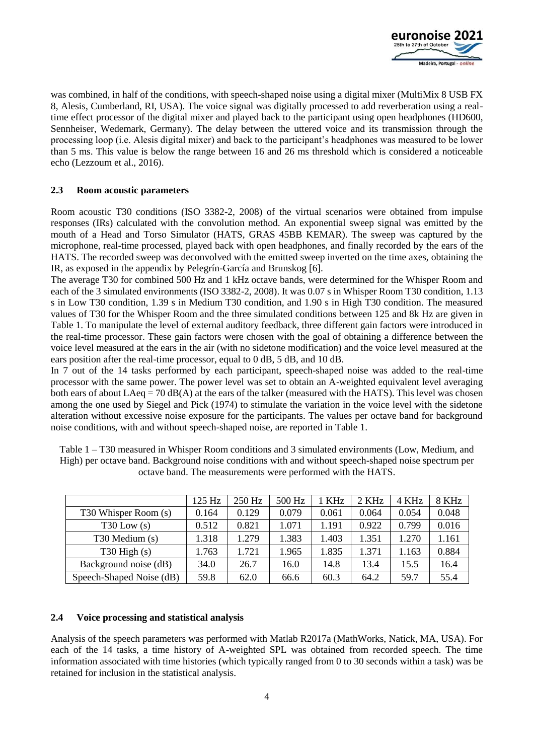was combined, in half of the conditions, with speech-shaped noise using a digital mixer (MultiMix 8 USB FX 8, Alesis, Cumberland, RI, USA). The voice signal was digitally processed to add reverberation using a real-time effect processor of the digital mixer and played back to the participant using open headphones (HD600, Sennheiser, Wedemark, Germany). The delay between the uttered voice and its transmission through the processing loop (i.e. Alesis digital mixer) and back to the participant's headphones was measured to be lower than 5 ms. This value is below the range between 16 and 26 ms threshold which is considered a noticeable echo (Lezzoum et al., 2016).

### 2.3 Room acoustic parameters

Room acoustic T30 conditions (ISO 3382-2, 2008) of the virtual scenarios were obtained from impulse responses (IRs) calculated with the convolution method. An exponential sweep signal was emitted by the mouth of a Head and Torso Simulator (HATS, GRAS 45BB KEMAR). The sweep was captured by the microphone, real-time processed, played back with open headphones, and finally recorded by the ears of the HATS. The recorded sweep was deconvolved with the emitted sweep inverted on the time axes, obtaining the IR, as exposed in the appendix by Pelegrín-García and Brunskog [6].

The average T30 for combined 500 Hz and 1 kHz octave bands, were determined for the Whisper Room and each of the 3 simulated environments (ISO 3382-2, 2008). It was 0.07 s in Whisper Room T30 condition, 1.13 s in Low T30 condition, 1.39 s in Medium T30 condition, and 1.90 s in High T30 condition. The measured values of T30 for the Whisper Room and the three simulated conditions between 125 and 8k Hz are given in Table 1. To manipulate the level of external auditory feedback, three different gain factors were introduced in the real-time processor. These gain factors were chosen with the goal of obtaining a difference between the voice level measured at the ears in the air (with no sidetone modification) and the voice level measured at the ears position after the real-time processor, equal to 0 dB, 5 dB, and 10 dB.

In 7 out of the 14 tasks performed by each participant, speech-shaped noise was added to the real-time processor with the same power. The power level was set to obtain an A-weighted equivalent level averaging both ears of about LAeq = 70 dB(A) at the ears of the talker (measured with the HATS). This level was chosen among the one used by Siegel and Pick (1974) to stimulate the variation in the voice level with the sidetone alteration without excessive noise exposure for the participants. The values per octave band for background noise conditions, with and without speech-shaped noise, are reported in Table 1.

Table 1 – T30 measured in Whisper Room conditions and 3 simulated environments (Low, Medium, and High) per octave band. Background noise conditions with and without speech-shaped noise spectrum per octave band. The measurements were performed with the HATS.

| | 125 Hz | 250 Hz | 500 Hz | 1 KHz | 2 KHz | 4 KHz | 8 KHz |
|---|---|---|---|---|---|---|---|
| T30 Whisper Room (s) | 0.164 | 0.129 | 0.079 | 0.061 | 0.064 | 0.054 | 0.048 |
| T30 Low (s) | 0.512 | 0.821 | 1.071 | 1.191 | 0.922 | 0.799 | 0.016 |
| T30 Medium (s) | 1.318 | 1.279 | 1.383 | 1.403 | 1.351 | 1.270 | 1.161 |
| T30 High (s) | 1.763 | 1.721 | 1.965 | 1.835 | 1.371 | 1.163 | 0.884 |
| Background noise (dB) | 34.0 | 26.7 | 16.0 | 14.8 | 13.4 | 15.5 | 16.4 |
| Speech-Shaped Noise (dB) | 59.8 | 62.0 | 66.6 | 60.3 | 64.2 | 59.7 | 55.4 |

### 2.4 Voice processing and statistical analysis

Analysis of the speech parameters was performed with Matlab R2017a (MathWorks, Natick, MA, USA). For each of the 14 tasks, a time history of A-weighted SPL was obtained from recorded speech. The time information associated with time histories (which typically ranged from 0 to 30 seconds within a task) was be retained for inclusion in the statistical analysis.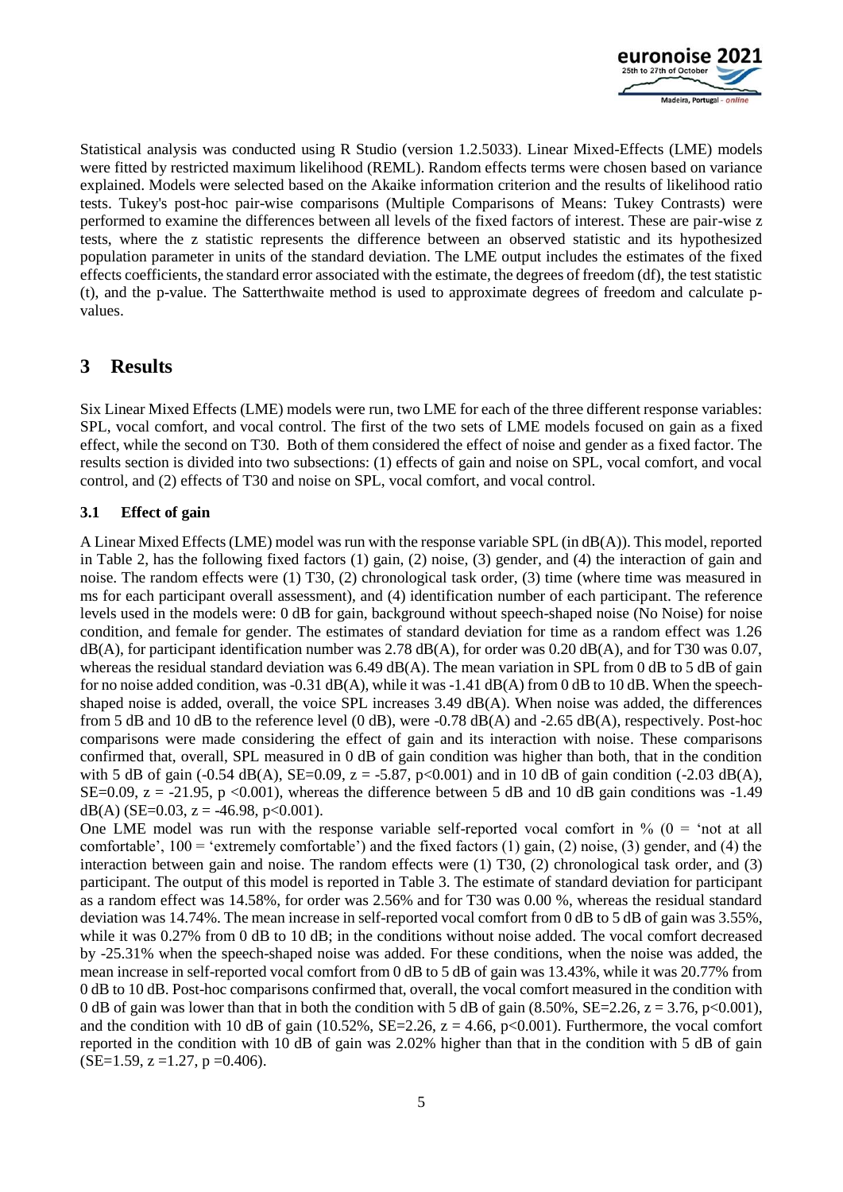Statistical analysis was conducted using R Studio (version 1.2.5033). Linear Mixed-Effects (LME) models were fitted by restricted maximum likelihood (REML). Random effects terms were chosen based on variance explained. Models were selected based on the Akaike information criterion and the results of likelihood ratio tests. Tukey's post-hoc pair-wise comparisons (Multiple Comparisons of Means: Tukey Contrasts) were performed to examine the differences between all levels of the fixed factors of interest. These are pair-wise z tests, where the z statistic represents the difference between an observed statistic and its hypothesized population parameter in units of the standard deviation. The LME output includes the estimates of the fixed effects coefficients, the standard error associated with the estimate, the degrees of freedom (df), the test statistic (t), and the p-value. The Satterthwaite method is used to approximate degrees of freedom and calculate p-values.

## 3 Results

Six Linear Mixed Effects (LME) models were run, two LME for each of the three different response variables: SPL, vocal comfort, and vocal control. The first of the two sets of LME models focused on gain as a fixed effect, while the second on T30. Both of them considered the effect of noise and gender as a fixed factor. The results section is divided into two subsections: (1) effects of gain and noise on SPL, vocal comfort, and vocal control, and (2) effects of T30 and noise on SPL, vocal comfort, and vocal control.

### 3.1 Effect of gain

A Linear Mixed Effects (LME) model was run with the response variable SPL (in dB(A)). This model, reported in Table 2, has the following fixed factors (1) gain, (2) noise, (3) gender, and (4) the interaction of gain and noise. The random effects were (1) T30, (2) chronological task order, (3) time (where time was measured in ms for each participant overall assessment), and (4) identification number of each participant. The reference levels used in the models were: 0 dB for gain, background without speech-shaped noise (No Noise) for noise condition, and female for gender. The estimates of standard deviation for time as a random effect was 1.26 dB(A), for participant identification number was 2.78 dB(A), for order was 0.20 dB(A), and for T30 was 0.07, whereas the residual standard deviation was 6.49 dB(A). The mean variation in SPL from 0 dB to 5 dB of gain for no noise added condition, was -0.31 dB(A), while it was -1.41 dB(A) from 0 dB to 10 dB. When the speech-shaped noise is added, overall, the voice SPL increases 3.49 dB(A). When noise was added, the differences from 5 dB and 10 dB to the reference level (0 dB), were -0.78 dB(A) and -2.65 dB(A), respectively. Post-hoc comparisons were made considering the effect of gain and its interaction with noise. These comparisons confirmed that, overall, SPL measured in 0 dB of gain condition was higher than both, that in the condition with 5 dB of gain (-0.54 dB(A), SE=0.09, $z = -5.87$, $p<0.001$) and in 10 dB of gain condition (-2.03 dB(A), SE=0.09, $z = -21.95$, $p < 0.001$), whereas the difference between 5 dB and 10 dB gain conditions was -1.49 dB(A) (SE=0.03, $z = -46.98$, $p<0.001$).

One LME model was run with the response variable self-reported vocal comfort in % (0 = 'not at all comfortable', 100 = 'extremely comfortable') and the fixed factors (1) gain, (2) noise, (3) gender, and (4) the interaction between gain and noise. The random effects were (1) T30, (2) chronological task order, and (3) participant. The output of this model is reported in Table 3. The estimate of standard deviation for participant as a random effect was 14.58%, for order was 2.56% and for T30 was 0.00 %, whereas the residual standard deviation was 14.74%. The mean increase in self-reported vocal comfort from 0 dB to 5 dB of gain was 3.55%, while it was 0.27% from 0 dB to 10 dB; in the conditions without noise added. The vocal comfort decreased by -25.31% when the speech-shaped noise was added. For these conditions, when the noise was added, the mean increase in self-reported vocal comfort from 0 dB to 5 dB of gain was 13.43%, while it was 20.77% from 0 dB to 10 dB. Post-hoc comparisons confirmed that, overall, the vocal comfort measured in the condition with 0 dB of gain was lower than that in both the condition with 5 dB of gain (8.50%, SE=2.26, $z = 3.76$, $p<0.001$), and the condition with 10 dB of gain (10.52%, SE=2.26, $z = 4.66$, $p<0.001$). Furthermore, the vocal comfort reported in the condition with 10 dB of gain was 2.02% higher than that in the condition with 5 dB of gain (SE=1.59, $z = 1.27$, $p = 0.406$).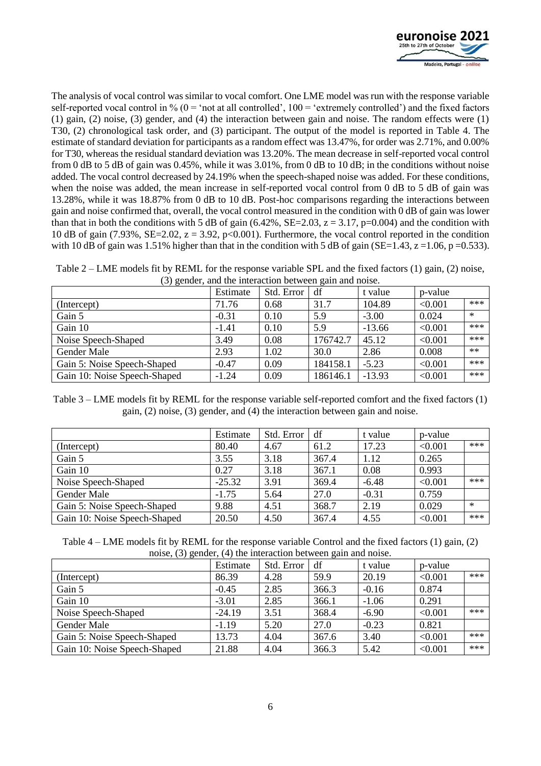The analysis of vocal control was similar to vocal comfort. One LME model was run with the response variable self-reported vocal control in % (0 = 'not at all controlled', 100 = 'extremely controlled') and the fixed factors (1) gain, (2) noise, (3) gender, and (4) the interaction between gain and noise. The random effects were (1) T30, (2) chronological task order, and (3) participant. The output of the model is reported in Table 4. The estimate of standard deviation for participants as a random effect was 13.47%, for order was 2.71%, and 0.00% for T30, whereas the residual standard deviation was 13.20%. The mean decrease in self-reported vocal control from 0 dB to 5 dB of gain was 0.45%, while it was 3.01%, from 0 dB to 10 dB; in the conditions without noise added. The vocal control decreased by 24.19% when the speech-shaped noise was added. For these conditions, when the noise was added, the mean increase in self-reported vocal control from 0 dB to 5 dB of gain was 13.28%, while it was 18.87% from 0 dB to 10 dB. Post-hoc comparisons regarding the interactions between gain and noise confirmed that, overall, the vocal control measured in the condition with 0 dB of gain was lower than that in both the conditions with 5 dB of gain (6.42%, SE=2.03, $z = 3.17$, p=0.004) and the condition with 10 dB of gain (7.93%, SE=2.02, $z = 3.92$, $p<0.001$). Furthermore, the vocal control reported in the condition with 10 dB of gain was 1.51% higher than that in the condition with 5 dB of gain (SE=1.43, $z =1.06$, p =0.533).

Table 2 – LME models fit by REML for the response variable SPL and the fixed factors (1) gain, (2) noise, (3) gender, and the interaction between gain and noise.

| | Estimate | Std. Error | df | t value | p-value | |
|---|---|---|---|---|---|---|
| (Intercept) | 71.76 | 0.68 | 31.7 | 104.89 | <0.001 | *** |
| Gain 5 | -0.31 | 0.10 | 5.9 | -3.00 | 0.024 | * |
| Gain 10 | -1.41 | 0.10 | 5.9 | -13.66 | <0.001 | *** |
| Noise Speech-Shaped | 3.49 | 0.08 | 176742.7 | 45.12 | <0.001 | *** |
| Gender Male | 2.93 | 1.02 | 30.0 | 2.86 | 0.008 | ** |
| Gain 5: Noise Speech-Shaped | -0.47 | 0.09 | 184158.1 | -5.23 | <0.001 | *** |
| Gain 10: Noise Speech-Shaped | -1.24 | 0.09 | 186146.1 | -13.93 | <0.001 | *** |

Table 3 – LME models fit by REML for the response variable self-reported comfort and the fixed factors (1) gain, (2) noise, (3) gender, and (4) the interaction between gain and noise.

| | Estimate | Std. Error | df | t value | p-value | |
|---|---|---|---|---|---|---|
| (Intercept) | 80.40 | 4.67 | 61.2 | 17.23 | <0.001 | *** |
| Gain 5 | 3.55 | 3.18 | 367.4 | 1.12 | 0.265 | |
| Gain 10 | 0.27 | 3.18 | 367.1 | 0.08 | 0.993 | |
| Noise Speech-Shaped | -25.32 | 3.91 | 369.4 | -6.48 | <0.001 | *** |
| Gender Male | -1.75 | 5.64 | 27.0 | -0.31 | 0.759 | |
| Gain 5: Noise Speech-Shaped | 9.88 | 4.51 | 368.7 | 2.19 | 0.029 | * |
| Gain 10: Noise Speech-Shaped | 20.50 | 4.50 | 367.4 | 4.55 | <0.001 | *** |

Table 4 – LME models fit by REML for the response variable Control and the fixed factors (1) gain, (2) noise, (3) gender, (4) the interaction between gain and noise.

| | Estimate | Std. Error | df | t value | p-value | |
|---|---|---|---|---|---|---|
| (Intercept) | 86.39 | 4.28 | 59.9 | 20.19 | <0.001 | *** |
| Gain 5 | -0.45 | 2.85 | 366.3 | -0.16 | 0.874 | |
| Gain 10 | -3.01 | 2.85 | 366.1 | -1.06 | 0.291 | |
| Noise Speech-Shaped | -24.19 | 3.51 | 368.4 | -6.90 | <0.001 | *** |
| Gender Male | -1.19 | 5.20 | 27.0 | -0.23 | 0.821 | |
| Gain 5: Noise Speech-Shaped | 13.73 | 4.04 | 367.6 | 3.40 | <0.001 | *** |
| Gain 10: Noise Speech-Shaped | 21.88 | 4.04 | 366.3 | 5.42 | <0.001 | *** |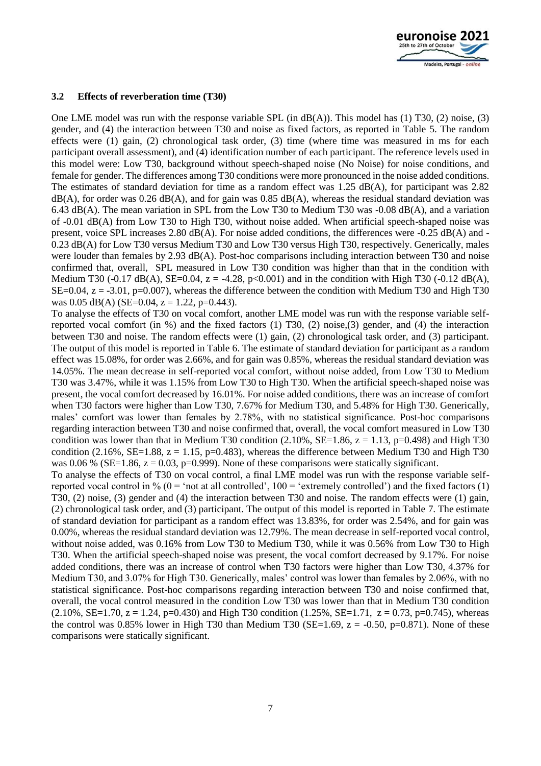### 3.2 Effects of reverberation time (T30)

One LME model was run with the response variable SPL (in dB(A)). This model has (1) T30, (2) noise, (3) gender, and (4) the interaction between T30 and noise as fixed factors, as reported in Table 5. The random effects were (1) gain, (2) chronological task order, (3) time (where time was measured in ms for each participant overall assessment), and (4) identification number of each participant. The reference levels used in this model were: Low T30, background without speech-shaped noise (No Noise) for noise conditions, and female for gender. The differences among T30 conditions were more pronounced in the noise added conditions. The estimates of standard deviation for time as a random effect was 1.25 dB(A), for participant was 2.82 dB(A), for order was 0.26 dB(A), and for gain was 0.85 dB(A), whereas the residual standard deviation was 6.43 dB(A). The mean variation in SPL from the Low T30 to Medium T30 was -0.08 dB(A), and a variation of -0.01 dB(A) from Low T30 to High T30, without noise added. When artificial speech-shaped noise was present, voice SPL increases 2.80 dB(A). For noise added conditions, the differences were -0.25 dB(A) and -0.23 dB(A) for Low T30 versus Medium T30 and Low T30 versus High T30, respectively. Generically, males were louder than females by 2.93 dB(A). Post-hoc comparisons including interaction between T30 and noise confirmed that, overall, SPL measured in Low T30 condition was higher than that in the condition with Medium T30 (-0.17 dB(A), SE=0.04, $z = -4.28$, $p<0.001$) and in the condition with High T30 (-0.12 dB(A), SE=0.04, $z = -3.01$, $p=0.007$), whereas the difference between the condition with Medium T30 and High T30 was 0.05 dB(A) (SE=0.04, $z = 1.22$, $p=0.443$).

To analyse the effects of T30 on vocal comfort, another LME model was run with the response variable self-reported vocal comfort (in %) and the fixed factors (1) T30, (2) noise,(3) gender, and (4) the interaction between T30 and noise. The random effects were (1) gain, (2) chronological task order, and (3) participant. The output of this model is reported in Table 6. The estimate of standard deviation for participant as a random effect was 15.08%, for order was 2.66%, and for gain was 0.85%, whereas the residual standard deviation was 14.05%. The mean decrease in self-reported vocal comfort, without noise added, from Low T30 to Medium T30 was 3.47%, while it was 1.15% from Low T30 to High T30. When the artificial speech-shaped noise was present, the vocal comfort decreased by 16.01%. For noise added conditions, there was an increase of comfort when T30 factors were higher than Low T30, 7.67% for Medium T30, and 5.48% for High T30. Generically, males' comfort was lower than females by 2.78%, with no statistical significance. Post-hoc comparisons regarding interaction between T30 and noise confirmed that, overall, the vocal comfort measured in Low T30 condition was lower than that in Medium T30 condition (2.10%, SE=1.86, $z = 1.13$, $p=0.498$) and High T30 condition (2.16%, SE=1.88, $z = 1.15$, $p=0.483$), whereas the difference between Medium T30 and High T30 was 0.06 % (SE=1.86, $z = 0.03$, $p=0.999$). None of these comparisons were statically significant.

To analyse the effects of T30 on vocal control, a final LME model was run with the response variable self-reported vocal control in % (0 = 'not at all controlled', 100 = 'extremely controlled') and the fixed factors (1) T30, (2) noise, (3) gender and (4) the interaction between T30 and noise. The random effects were (1) gain, (2) chronological task order, and (3) participant. The output of this model is reported in Table 7. The estimate of standard deviation for participant as a random effect was 13.83%, for order was 2.54%, and for gain was 0.00%, whereas the residual standard deviation was 12.79%. The mean decrease in self-reported vocal control, without noise added, was 0.16% from Low T30 to Medium T30, while it was 0.56% from Low T30 to High T30. When the artificial speech-shaped noise was present, the vocal comfort decreased by 9.17%. For noise added conditions, there was an increase of control when T30 factors were higher than Low T30, 4.37% for Medium T30, and 3.07% for High T30. Generically, males' control was lower than females by 2.06%, with no statistical significance. Post-hoc comparisons regarding interaction between T30 and noise confirmed that, overall, the vocal control measured in the condition Low T30 was lower than that in Medium T30 condition (2.10%, SE=1.70, $z = 1.24$, $p=0.430$) and High T30 condition (1.25%, SE=1.71, $z = 0.73$, $p=0.745$), whereas the control was 0.85% lower in High T30 than Medium T30 (SE=1.69, $z = -0.50$, $p=0.871$). None of these comparisons were statically significant.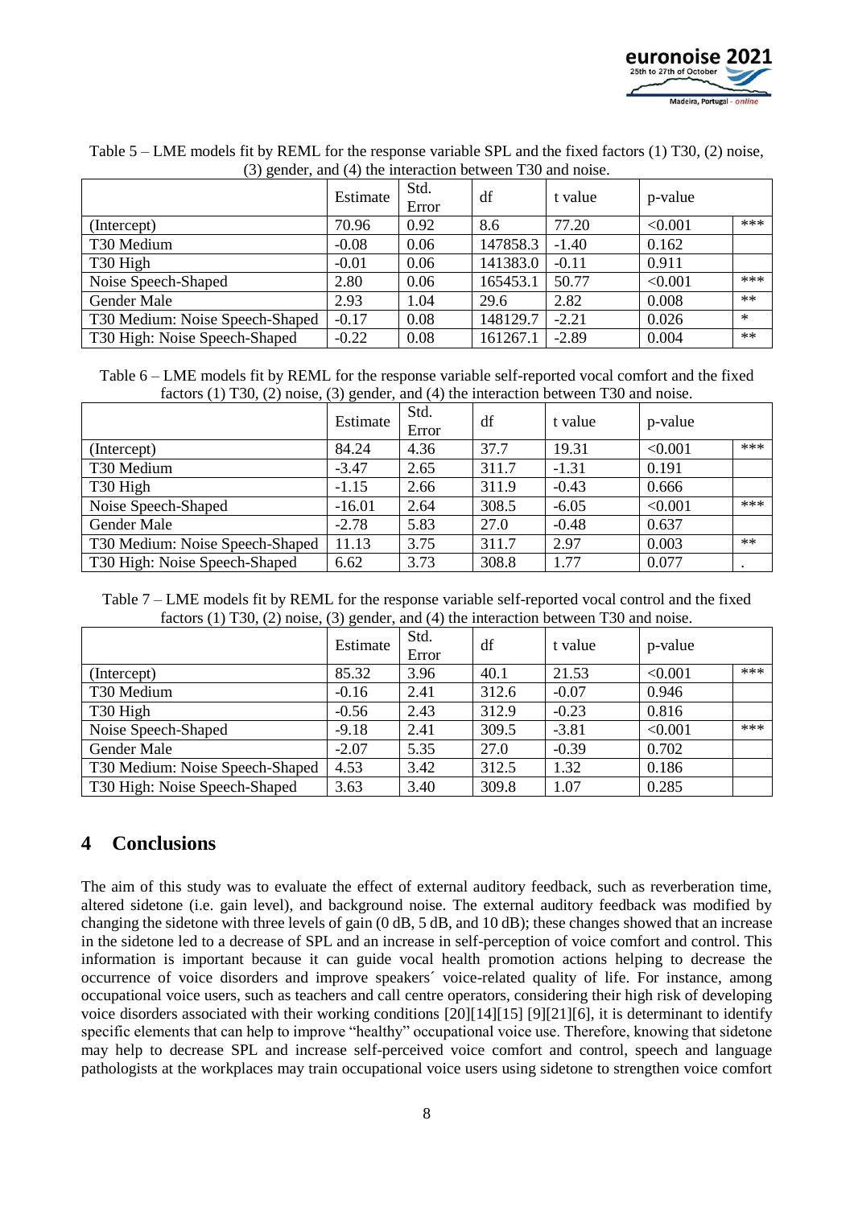Table 5 – LME models fit by REML for the response variable SPL and the fixed factors (1) T30, (2) noise, (3) gender, and (4) the interaction between T30 and noise.

| | Estimate | Std. Error | df | t value | p-value | |
|---|---|---|---|---|---|---|
| (Intercept) | 70.96 | 0.92 | 8.6 | 77.20 | <0.001 | *** |
| T30 Medium | -0.08 | 0.06 | 147858.3 | -1.40 | 0.162 | |
| T30 High | -0.01 | 0.06 | 141383.0 | -0.11 | 0.911 | |
| Noise Speech-Shaped | 2.80 | 0.06 | 165453.1 | 50.77 | <0.001 | *** |
| Gender Male | 2.93 | 1.04 | 29.6 | 2.82 | 0.008 | ** |
| T30 Medium: Noise Speech-Shaped | -0.17 | 0.08 | 148129.7 | -2.21 | 0.026 | * |
| T30 High: Noise Speech-Shaped | -0.22 | 0.08 | 161267.1 | -2.89 | 0.004 | ** |

Table 6 – LME models fit by REML for the response variable self-reported vocal comfort and the fixed factors (1) T30, (2) noise, (3) gender, and (4) the interaction between T30 and noise.

| | Estimate | Std. Error | df | t value | p-value | |
|---|---|---|---|---|---|---|
| (Intercept) | 84.24 | 4.36 | 37.7 | 19.31 | <0.001 | *** |
| T30 Medium | -3.47 | 2.65 | 311.7 | -1.31 | 0.191 | |
| T30 High | -1.15 | 2.66 | 311.9 | -0.43 | 0.666 | |
| Noise Speech-Shaped | -16.01 | 2.64 | 308.5 | -6.05 | <0.001 | *** |
| Gender Male | -2.78 | 5.83 | 27.0 | -0.48 | 0.637 | |
| T30 Medium: Noise Speech-Shaped | 11.13 | 3.75 | 311.7 | 2.97 | 0.003 | ** |
| T30 High: Noise Speech-Shaped | 6.62 | 3.73 | 308.8 | 1.77 | 0.077 | . |

Table 7 – LME models fit by REML for the response variable self-reported vocal control and the fixed factors (1) T30, (2) noise, (3) gender, and (4) the interaction between T30 and noise.

| | Estimate | Std. Error | df | t value | p-value | |
|---|---|---|---|---|---|---|
| (Intercept) | 85.32 | 3.96 | 40.1 | 21.53 | <0.001 | *** |
| T30 Medium | -0.16 | 2.41 | 312.6 | -0.07 | 0.946 | |
| T30 High | -0.56 | 2.43 | 312.9 | -0.23 | 0.816 | |
| Noise Speech-Shaped | -9.18 | 2.41 | 309.5 | -3.81 | <0.001 | *** |
| Gender Male | -2.07 | 5.35 | 27.0 | -0.39 | 0.702 | |
| T30 Medium: Noise Speech-Shaped | 4.53 | 3.42 | 312.5 | 1.32 | 0.186 | |
| T30 High: Noise Speech-Shaped | 3.63 | 3.40 | 309.8 | 1.07 | 0.285 | |

## 4 Conclusions

The aim of this study was to evaluate the effect of external auditory feedback, such as reverberation time, altered sidetone (i.e. gain level), and background noise. The external auditory feedback was modified by changing the sidetone with three levels of gain (0 dB, 5 dB, and 10 dB); these changes showed that an increase in the sidetone led to a decrease of SPL and an increase in self-perception of voice comfort and control. This information is important because it can guide vocal health promotion actions helping to decrease the occurrence of voice disorders and improve speakers´ voice-related quality of life. For instance, among occupational voice users, such as teachers and call centre operators, considering their high risk of developing voice disorders associated with their working conditions [20][14][15] [9][21][6], it is determinant to identify specific elements that can help to improve "healthy" occupational voice use. Therefore, knowing that sidetone may help to decrease SPL and increase self-perceived voice comfort and control, speech and language pathologists at the workplaces may train occupational voice users using sidetone to strengthen voice comfort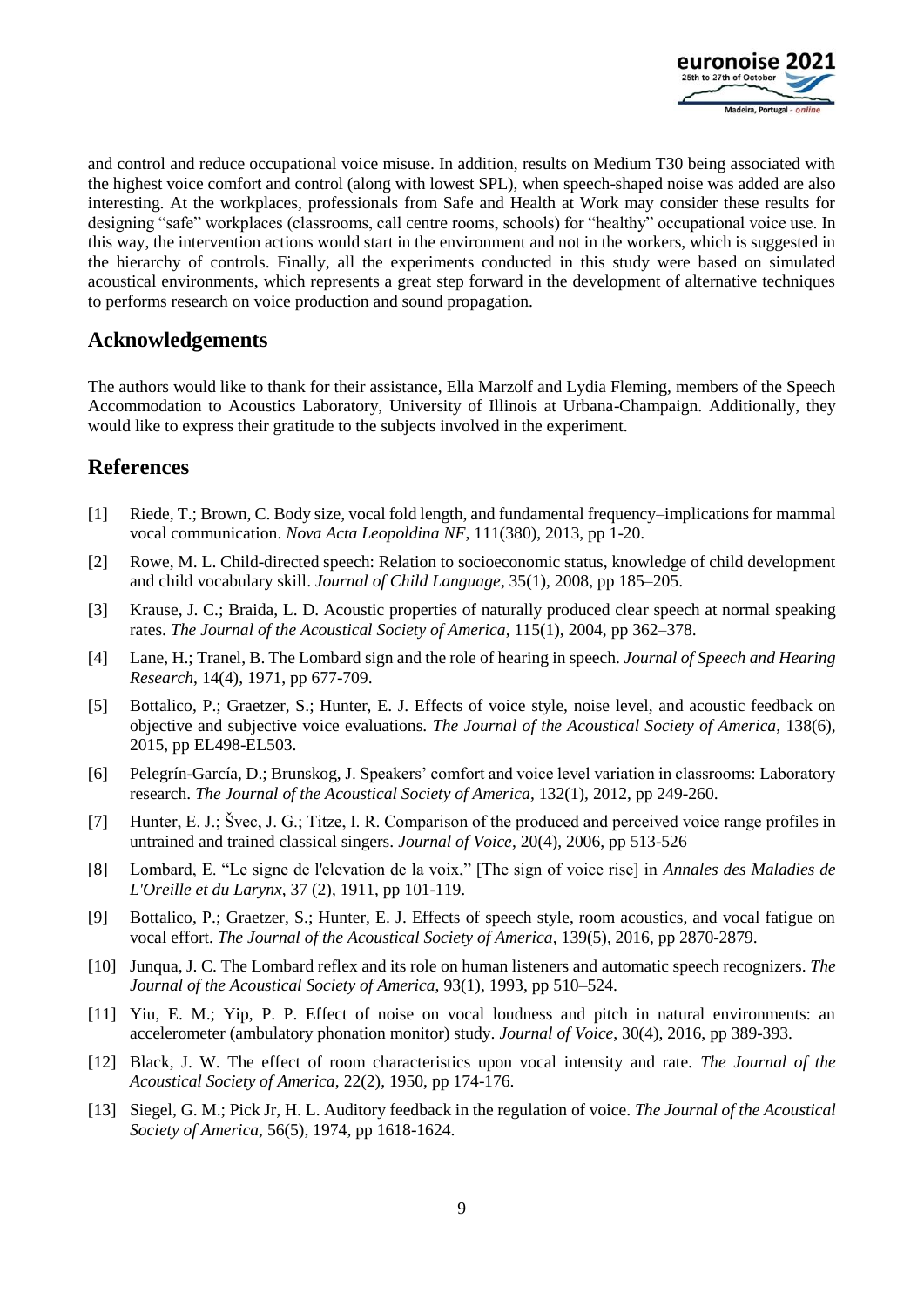and control and reduce occupational voice misuse. In addition, results on Medium T30 being associated with the highest voice comfort and control (along with lowest SPL), when speech-shaped noise was added are also interesting. At the workplaces, professionals from Safe and Health at Work may consider these results for designing "safe" workplaces (classrooms, call centre rooms, schools) for "healthy" occupational voice use. In this way, the intervention actions would start in the environment and not in the workers, which is suggested in the hierarchy of controls. Finally, all the experiments conducted in this study were based on simulated acoustical environments, which represents a great step forward in the development of alternative techniques to performs research on voice production and sound propagation.

## Acknowledgements

The authors would like to thank for their assistance, Ella Marzolf and Lydia Fleming, members of the Speech Accommodation to Acoustics Laboratory, University of Illinois at Urbana-Champaign. Additionally, they would like to express their gratitude to the subjects involved in the experiment.

## References

[1] Riede, T.; Brown, C. Body size, vocal fold length, and fundamental frequency–implications for mammal vocal communication. *Nova Acta Leopoldina NF*, 111(380), 2013, pp 1-20.

[2] Rowe, M. L. Child-directed speech: Relation to socioeconomic status, knowledge of child development and child vocabulary skill. *Journal of Child Language*, 35(1), 2008, pp 185–205.

[3] Krause, J. C.; Braida, L. D. Acoustic properties of naturally produced clear speech at normal speaking rates. *The Journal of the Acoustical Society of America*, 115(1), 2004, pp 362–378.

[4] Lane, H.; Tranel, B. The Lombard sign and the role of hearing in speech. *Journal of Speech and Hearing Research*, 14(4), 1971, pp 677-709.

[5] Bottalico, P.; Graetzer, S.; Hunter, E. J. Effects of voice style, noise level, and acoustic feedback on objective and subjective voice evaluations. *The Journal of the Acoustical Society of America*, 138(6), 2015, pp EL498-EL503.

[6] Pelegrín-García, D.; Brunskog, J. Speakers' comfort and voice level variation in classrooms: Laboratory research. *The Journal of the Acoustical Society of America*, 132(1), 2012, pp 249-260.

[7] Hunter, E. J.; Švec, J. G.; Titze, I. R. Comparison of the produced and perceived voice range profiles in untrained and trained classical singers. *Journal of Voice*, 20(4), 2006, pp 513-526

[8] Lombard, E. "Le signe de l'elevation de la voix," [The sign of voice rise] in *Annales des Maladies de L'Oreille et du Larynx*, 37 (2), 1911, pp 101-119.

[9] Bottalico, P.; Graetzer, S.; Hunter, E. J. Effects of speech style, room acoustics, and vocal fatigue on vocal effort. *The Journal of the Acoustical Society of America*, 139(5), 2016, pp 2870-2879.

[10] Junqua, J. C. The Lombard reflex and its role on human listeners and automatic speech recognizers. *The Journal of the Acoustical Society of America*, 93(1), 1993, pp 510–524.

[11] Yiu, E. M.; Yip, P. P. Effect of noise on vocal loudness and pitch in natural environments: an accelerometer (ambulatory phonation monitor) study. *Journal of Voice*, 30(4), 2016, pp 389-393.

[12] Black, J. W. The effect of room characteristics upon vocal intensity and rate. *The Journal of the Acoustical Society of America*, 22(2), 1950, pp 174-176.

[13] Siegel, G. M.; Pick Jr, H. L. Auditory feedback in the regulation of voice. *The Journal of the Acoustical Society of America*, 56(5), 1974, pp 1618-1624.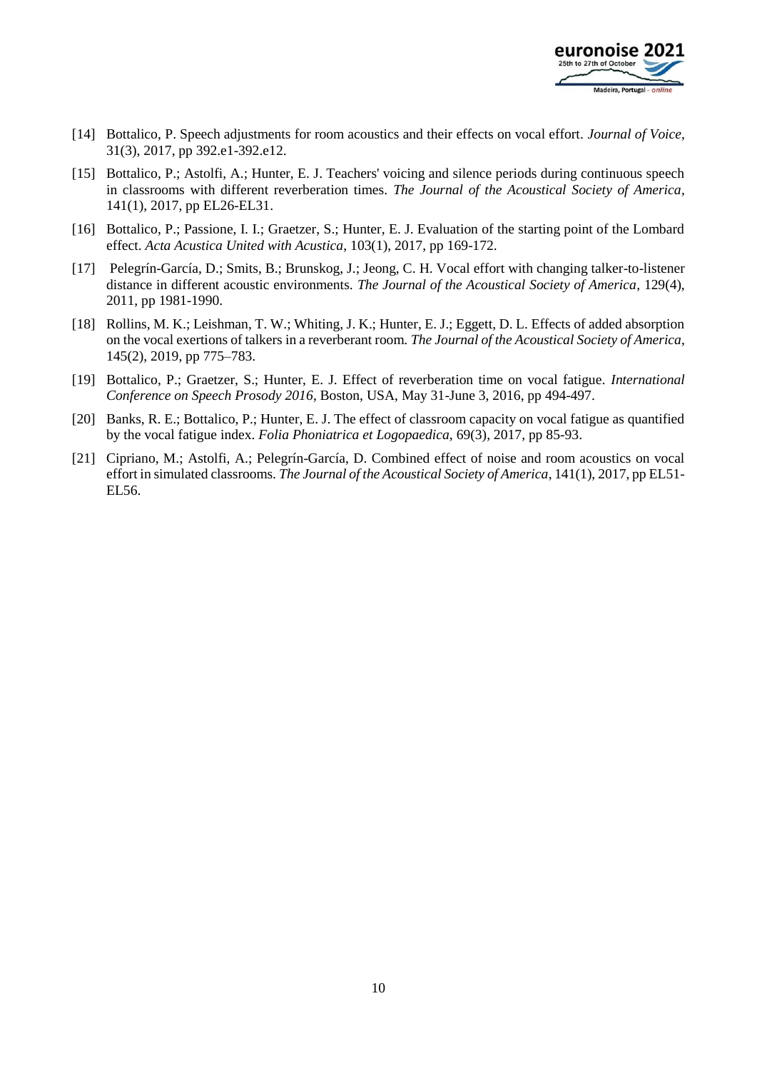[14] Bottalico, P. Speech adjustments for room acoustics and their effects on vocal effort. *Journal of Voice*, 31(3), 2017, pp 392.e1-392.e12.

[15] Bottalico, P.; Astolfi, A.; Hunter, E. J. Teachers' voicing and silence periods during continuous speech in classrooms with different reverberation times. *The Journal of the Acoustical Society of America*, 141(1), 2017, pp EL26-EL31.

[16] Bottalico, P.; Passione, I. I.; Graetzer, S.; Hunter, E. J. Evaluation of the starting point of the Lombard effect. *Acta Acustica United with Acustica*, 103(1), 2017, pp 169-172.

[17] Pelegrín-García, D.; Smits, B.; Brunskog, J.; Jeong, C. H. Vocal effort with changing talker-to-listener distance in different acoustic environments. *The Journal of the Acoustical Society of America*, 129(4), 2011, pp 1981-1990.

[18] Rollins, M. K.; Leishman, T. W.; Whiting, J. K.; Hunter, E. J.; Eggett, D. L. Effects of added absorption on the vocal exertions of talkers in a reverberant room. *The Journal of the Acoustical Society of America*, 145(2), 2019, pp 775–783.

[19] Bottalico, P.; Graetzer, S.; Hunter, E. J. Effect of reverberation time on vocal fatigue. *International Conference on Speech Prosody 2016*, Boston, USA, May 31-June 3, 2016, pp 494-497.

[20] Banks, R. E.; Bottalico, P.; Hunter, E. J. The effect of classroom capacity on vocal fatigue as quantified by the vocal fatigue index. *Folia Phoniatrica et Logopaedica*, 69(3), 2017, pp 85-93.

[21] Cipriano, M.; Astolfi, A.; Pelegrín-García, D. Combined effect of noise and room acoustics on vocal effort in simulated classrooms. *The Journal of the Acoustical Society of America*, 141(1), 2017, pp EL51-EL56.